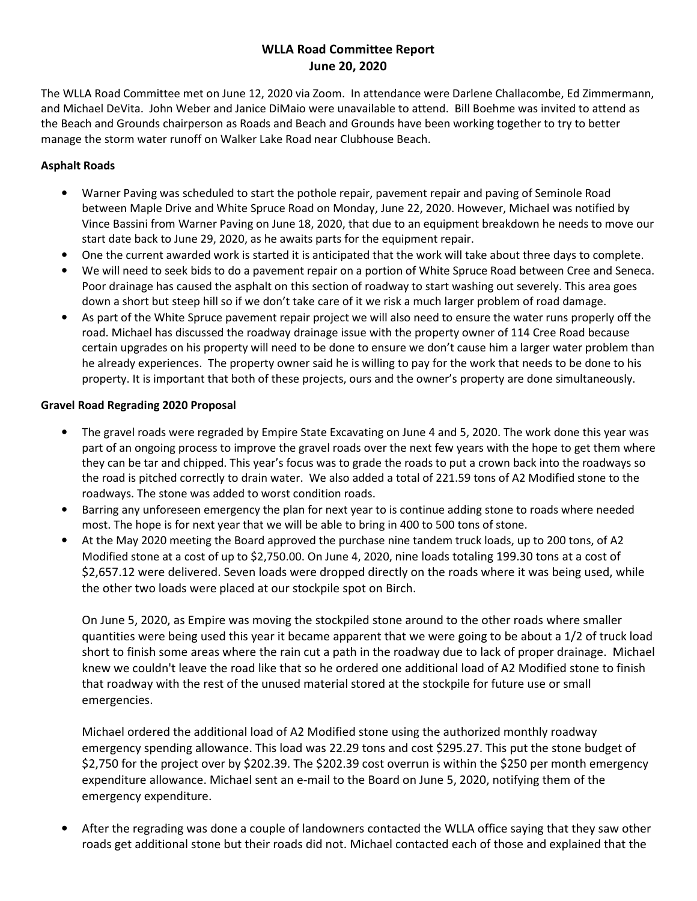# WLLA Road Committee Report
## June 20, 2020

The WLLA Road Committee met on June 12, 2020 via Zoom. In attendance were Darlene Challacombe, Ed Zimmermann, and Michael DeVita. John Weber and Janice DiMaio were unavailable to attend. Bill Boehme was invited to attend as the Beach and Grounds chairperson as Roads and Beach and Grounds have been working together to try to better manage the storm water runoff on Walker Lake Road near Clubhouse Beach.

**Asphalt Roads**

- Warner Paving was scheduled to start the pothole repair, pavement repair and paving of Seminole Road between Maple Drive and White Spruce Road on Monday, June 22, 2020. However, Michael was notified by Vince Bassini from Warner Paving on June 18, 2020, that due to an equipment breakdown he needs to move our start date back to June 29, 2020, as he awaits parts for the equipment repair.
- One the current awarded work is started it is anticipated that the work will take about three days to complete.
- We will need to seek bids to do a pavement repair on a portion of White Spruce Road between Cree and Seneca. Poor drainage has caused the asphalt on this section of roadway to start washing out severely. This area goes down a short but steep hill so if we don't take care of it we risk a much larger problem of road damage.
- As part of the White Spruce pavement repair project we will also need to ensure the water runs properly off the road. Michael has discussed the roadway drainage issue with the property owner of 114 Cree Road because certain upgrades on his property will need to be done to ensure we don't cause him a larger water problem than he already experiences. The property owner said he is willing to pay for the work that needs to be done to his property. It is important that both of these projects, ours and the owner's property are done simultaneously.

**Gravel Road Regrading 2020 Proposal**

- The gravel roads were regraded by Empire State Excavating on June 4 and 5, 2020. The work done this year was part of an ongoing process to improve the gravel roads over the next few years with the hope to get them where they can be tar and chipped. This year's focus was to grade the roads to put a crown back into the roadways so the road is pitched correctly to drain water. We also added a total of 221.59 tons of A2 Modified stone to the roadways. The stone was added to worst condition roads.
- Barring any unforeseen emergency the plan for next year to is continue adding stone to roads where needed most. The hope is for next year that we will be able to bring in 400 to 500 tons of stone.
- At the May 2020 meeting the Board approved the purchase nine tandem truck loads, up to 200 tons, of A2 Modified stone at a cost of up to $2,750.00. On June 4, 2020, nine loads totaling 199.30 tons at a cost of $2,657.12 were delivered. Seven loads were dropped directly on the roads where it was being used, while the other two loads were placed at our stockpile spot on Birch.

  On June 5, 2020, as Empire was moving the stockpiled stone around to the other roads where smaller quantities were being used this year it became apparent that we were going to be about a 1/2 of truck load short to finish some areas where the rain cut a path in the roadway due to lack of proper drainage. Michael knew we couldn't leave the road like that so he ordered one additional load of A2 Modified stone to finish that roadway with the rest of the unused material stored at the stockpile for future use or small emergencies.

  Michael ordered the additional load of A2 Modified stone using the authorized monthly roadway emergency spending allowance. This load was 22.29 tons and cost $295.27. This put the stone budget of $2,750 for the project over by $202.39. The $202.39 cost overrun is within the $250 per month emergency expenditure allowance. Michael sent an e-mail to the Board on June 5, 2020, notifying them of the emergency expenditure.

- After the regrading was done a couple of landowners contacted the WLLA office saying that they saw other roads get additional stone but their roads did not. Michael contacted each of those and explained that the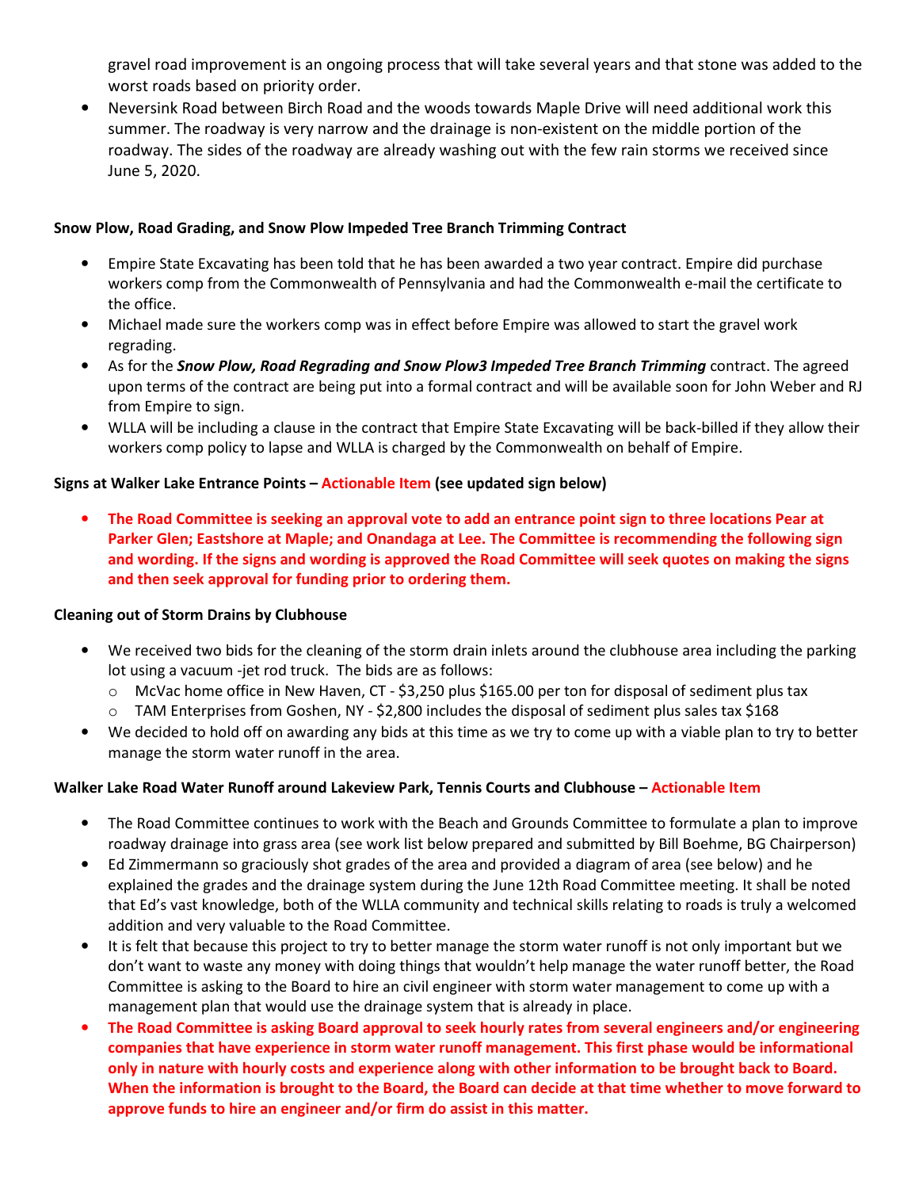gravel road improvement is an ongoing process that will take several years and that stone was added to the worst roads based on priority order.

- Neversink Road between Birch Road and the woods towards Maple Drive will need additional work this summer. The roadway is very narrow and the drainage is non-existent on the middle portion of the roadway. The sides of the roadway are already washing out with the few rain storms we received since June 5, 2020.

**Snow Plow, Road Grading, and Snow Plow Impeded Tree Branch Trimming Contract**

- Empire State Excavating has been told that he has been awarded a two year contract. Empire did purchase workers comp from the Commonwealth of Pennsylvania and had the Commonwealth e-mail the certificate to the office.
- Michael made sure the workers comp was in effect before Empire was allowed to start the gravel work regrading.
- As for the ***Snow Plow, Road Regrading and Snow Plow3 Impeded Tree Branch Trimming*** contract. The agreed upon terms of the contract are being put into a formal contract and will be available soon for John Weber and RJ from Empire to sign.
- WLLA will be including a clause in the contract that Empire State Excavating will be back-billed if they allow their workers comp policy to lapse and WLLA is charged by the Commonwealth on behalf of Empire.

**Signs at Walker Lake Entrance Points – Actionable Item (see updated sign below)**

- **The Road Committee is seeking an approval vote to add an entrance point sign to three locations Pear at Parker Glen; Eastshore at Maple; and Onandaga at Lee. The Committee is recommending the following sign and wording. If the signs and wording is approved the Road Committee will seek quotes on making the signs and then seek approval for funding prior to ordering them.**

**Cleaning out of Storm Drains by Clubhouse**

- We received two bids for the cleaning of the storm drain inlets around the clubhouse area including the parking lot using a vacuum -jet rod truck. The bids are as follows:
  - McVac home office in New Haven, CT - $3,250 plus $165.00 per ton for disposal of sediment plus tax
  - TAM Enterprises from Goshen, NY - $2,800 includes the disposal of sediment plus sales tax $168
- We decided to hold off on awarding any bids at this time as we try to come up with a viable plan to try to better manage the storm water runoff in the area.

**Walker Lake Road Water Runoff around Lakeview Park, Tennis Courts and Clubhouse – Actionable Item**

- The Road Committee continues to work with the Beach and Grounds Committee to formulate a plan to improve roadway drainage into grass area (see work list below prepared and submitted by Bill Boehme, BG Chairperson)
- Ed Zimmermann so graciously shot grades of the area and provided a diagram of area (see below) and he explained the grades and the drainage system during the June 12th Road Committee meeting. It shall be noted that Ed's vast knowledge, both of the WLLA community and technical skills relating to roads is truly a welcomed addition and very valuable to the Road Committee.
- It is felt that because this project to try to better manage the storm water runoff is not only important but we don't want to waste any money with doing things that wouldn't help manage the water runoff better, the Road Committee is asking to the Board to hire an civil engineer with storm water management to come up with a management plan that would use the drainage system that is already in place.
- **The Road Committee is asking Board approval to seek hourly rates from several engineers and/or engineering companies that have experience in storm water runoff management. This first phase would be informational only in nature with hourly costs and experience along with other information to be brought back to Board. When the information is brought to the Board, the Board can decide at that time whether to move forward to approve funds to hire an engineer and/or firm do assist in this matter.**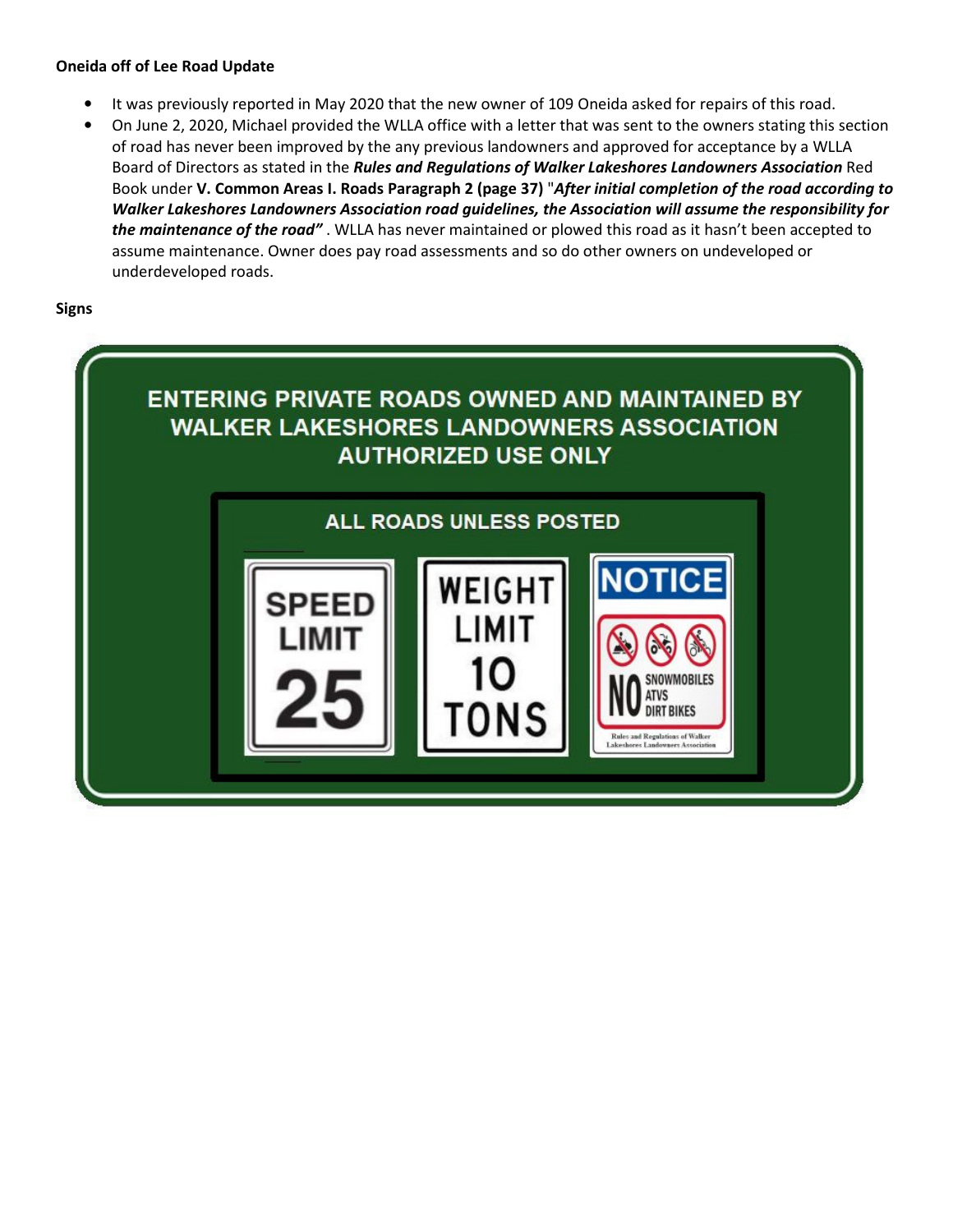**Oneida off of Lee Road Update**

- It was previously reported in May 2020 that the new owner of 109 Oneida asked for repairs of this road.
- On June 2, 2020, Michael provided the WLLA office with a letter that was sent to the owners stating this section of road has never been improved by the any previous landowners and approved for acceptance by a WLLA Board of Directors as stated in the ***Rules and Regulations of Walker Lakeshores Landowners Association*** Red Book under **V. Common Areas I. Roads Paragraph 2 (page 37)** "***After initial completion of the road according to Walker Lakeshores Landowners Association road guidelines, the Association will assume the responsibility for the maintenance of the road"*** . WLLA has never maintained or plowed this road as it hasn't been accepted to assume maintenance. Owner does pay road assessments and so do other owners on undeveloped or underdeveloped roads.

**Signs**

ENTERING PRIVATE ROADS OWNED AND MAINTAINED BY WALKER LAKESHORES LANDOWNERS ASSOCIATION AUTHORIZED USE ONLY

ALL ROADS UNLESS POSTED

SPEED LIMIT 25

WEIGHT LIMIT 10 TONS

NOTICE

NO SNOWMOBILES ATVS DIRT BIKES

Rules and Regulations of Walker Lakeshores Landowners Association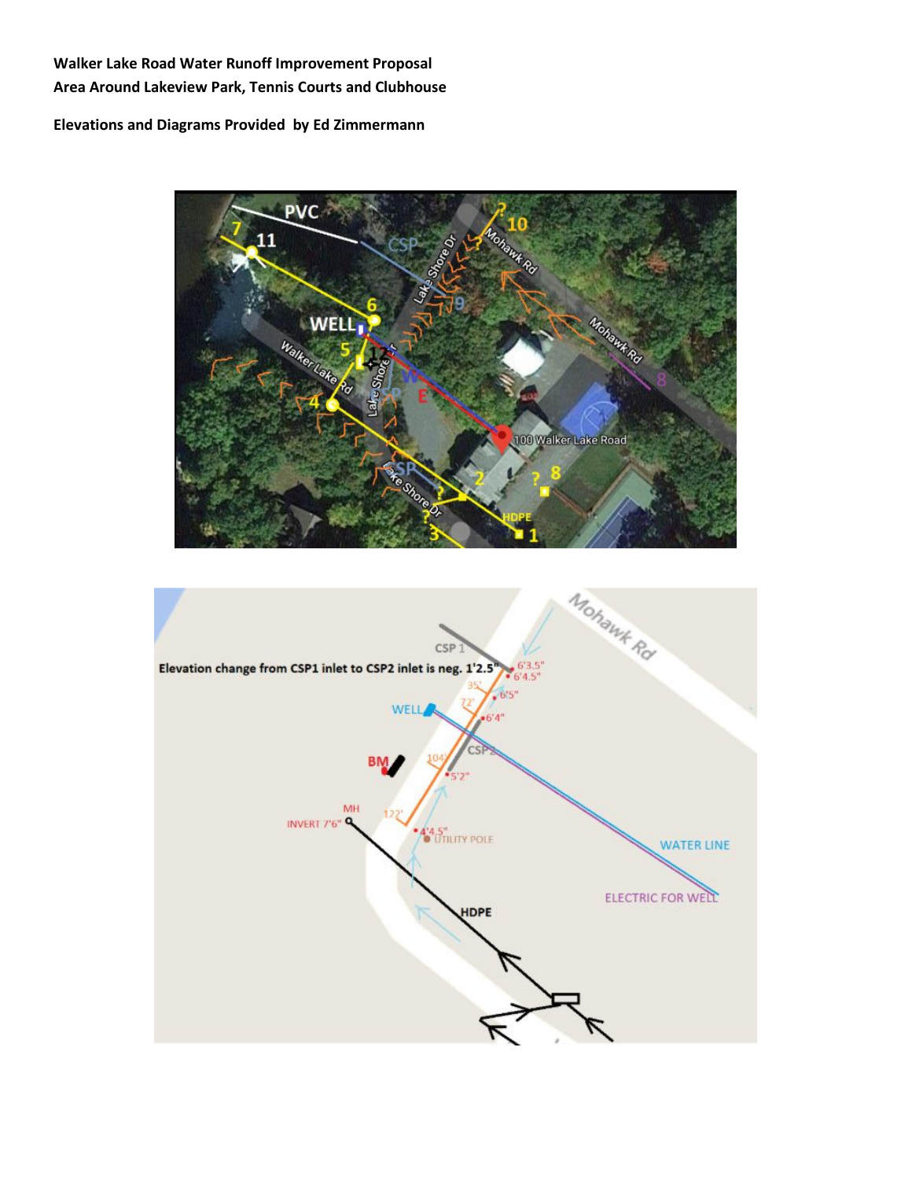**Walker Lake Road Water Runoff Improvement Proposal**
**Area Around Lakeview Park, Tennis Courts and Clubhouse**

**Elevations and Diagrams Provided by Ed Zimmermann**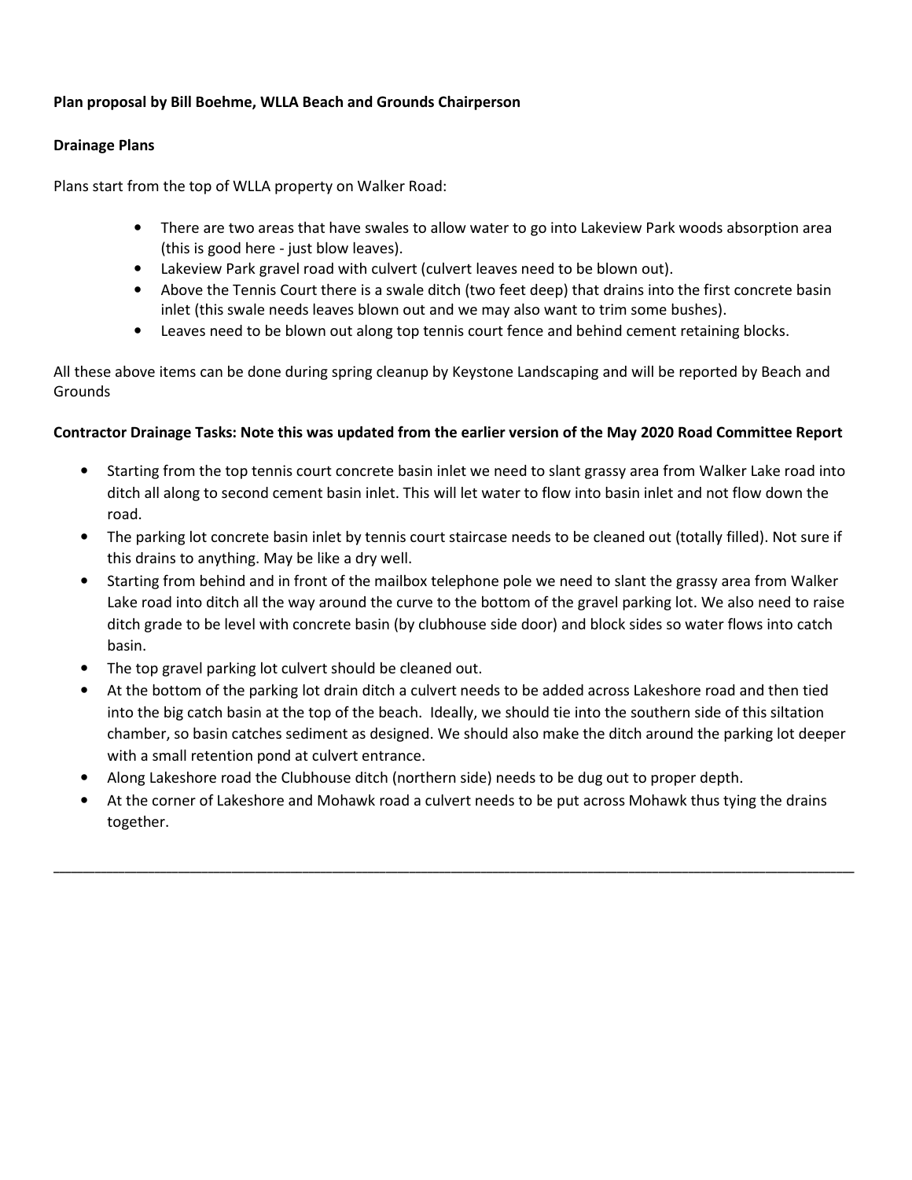**Plan proposal by Bill Boehme, WLLA Beach and Grounds Chairperson**

**Drainage Plans**

Plans start from the top of WLLA property on Walker Road:

- There are two areas that have swales to allow water to go into Lakeview Park woods absorption area (this is good here - just blow leaves).
- Lakeview Park gravel road with culvert (culvert leaves need to be blown out).
- Above the Tennis Court there is a swale ditch (two feet deep) that drains into the first concrete basin inlet (this swale needs leaves blown out and we may also want to trim some bushes).
- Leaves need to be blown out along top tennis court fence and behind cement retaining blocks.

All these above items can be done during spring cleanup by Keystone Landscaping and will be reported by Beach and Grounds

**Contractor Drainage Tasks: Note this was updated from the earlier version of the May 2020 Road Committee Report**

- Starting from the top tennis court concrete basin inlet we need to slant grassy area from Walker Lake road into ditch all along to second cement basin inlet. This will let water to flow into basin inlet and not flow down the road.
- The parking lot concrete basin inlet by tennis court staircase needs to be cleaned out (totally filled). Not sure if this drains to anything. May be like a dry well.
- Starting from behind and in front of the mailbox telephone pole we need to slant the grassy area from Walker Lake road into ditch all the way around the curve to the bottom of the gravel parking lot. We also need to raise ditch grade to be level with concrete basin (by clubhouse side door) and block sides so water flows into catch basin.
- The top gravel parking lot culvert should be cleaned out.
- At the bottom of the parking lot drain ditch a culvert needs to be added across Lakeshore road and then tied into the big catch basin at the top of the beach. Ideally, we should tie into the southern side of this siltation chamber, so basin catches sediment as designed. We should also make the ditch around the parking lot deeper with a small retention pond at culvert entrance.
- Along Lakeshore road the Clubhouse ditch (northern side) needs to be dug out to proper depth.
- At the corner of Lakeshore and Mohawk road a culvert needs to be put across Mohawk thus tying the drains together.

---